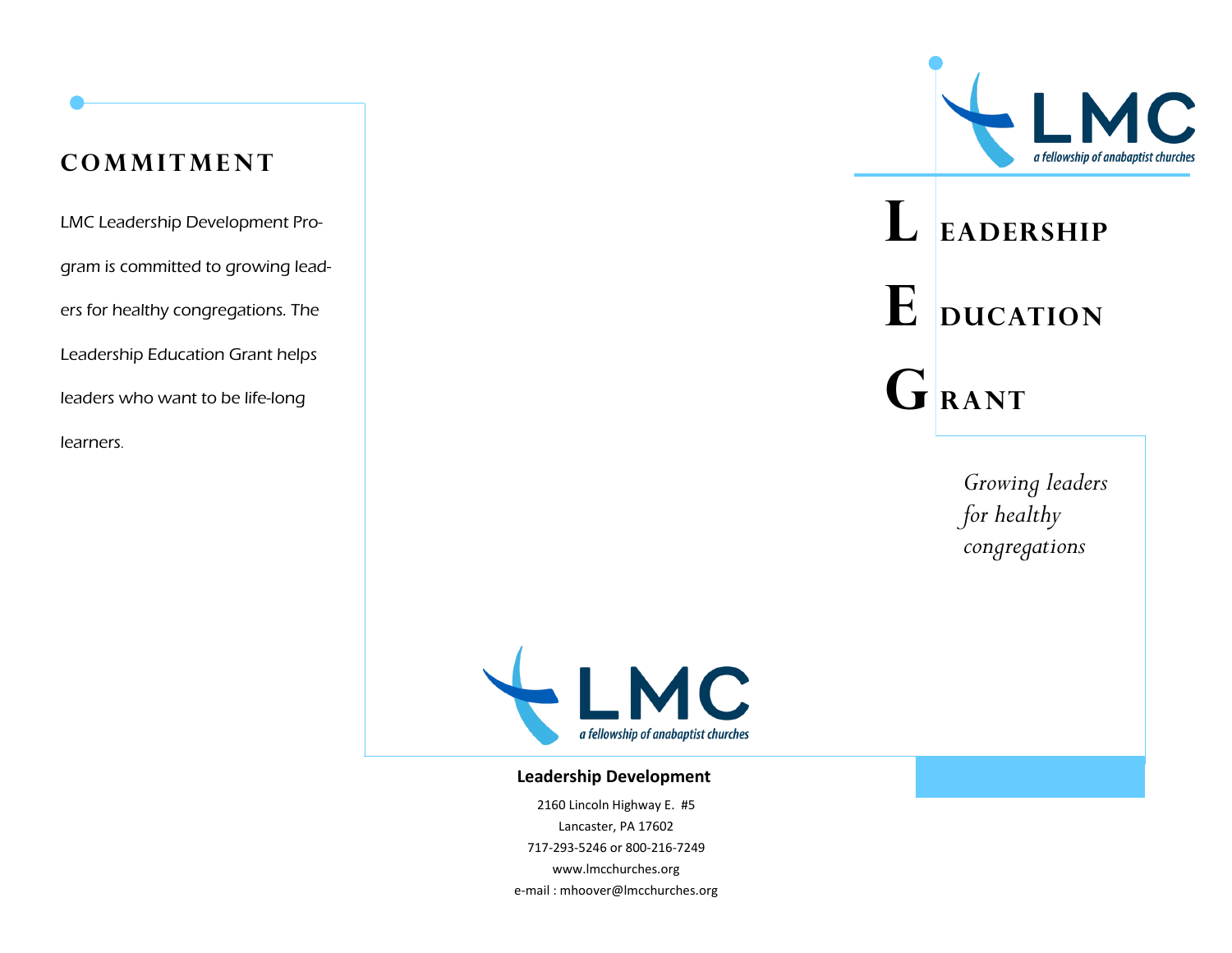## COMMITMENT

LMC Leadership Development Program is committed to growing leaders for healthy congregations. The Leadership Education Grant helps leaders who want to be life-long learners.

LMC
a fellowship of anabaptist churches

**Leadership Development**

2160 Lincoln Highway E. #5
Lancaster, PA 17602
717-293-5246 or 800-216-7249
www.lmcchurches.org
e-mail : mhoover@lmcchurches.org

LMC
a fellowship of anabaptist churches

# LEADERSHIP EDUCATION GRANT

*Growing leaders for healthy congregations*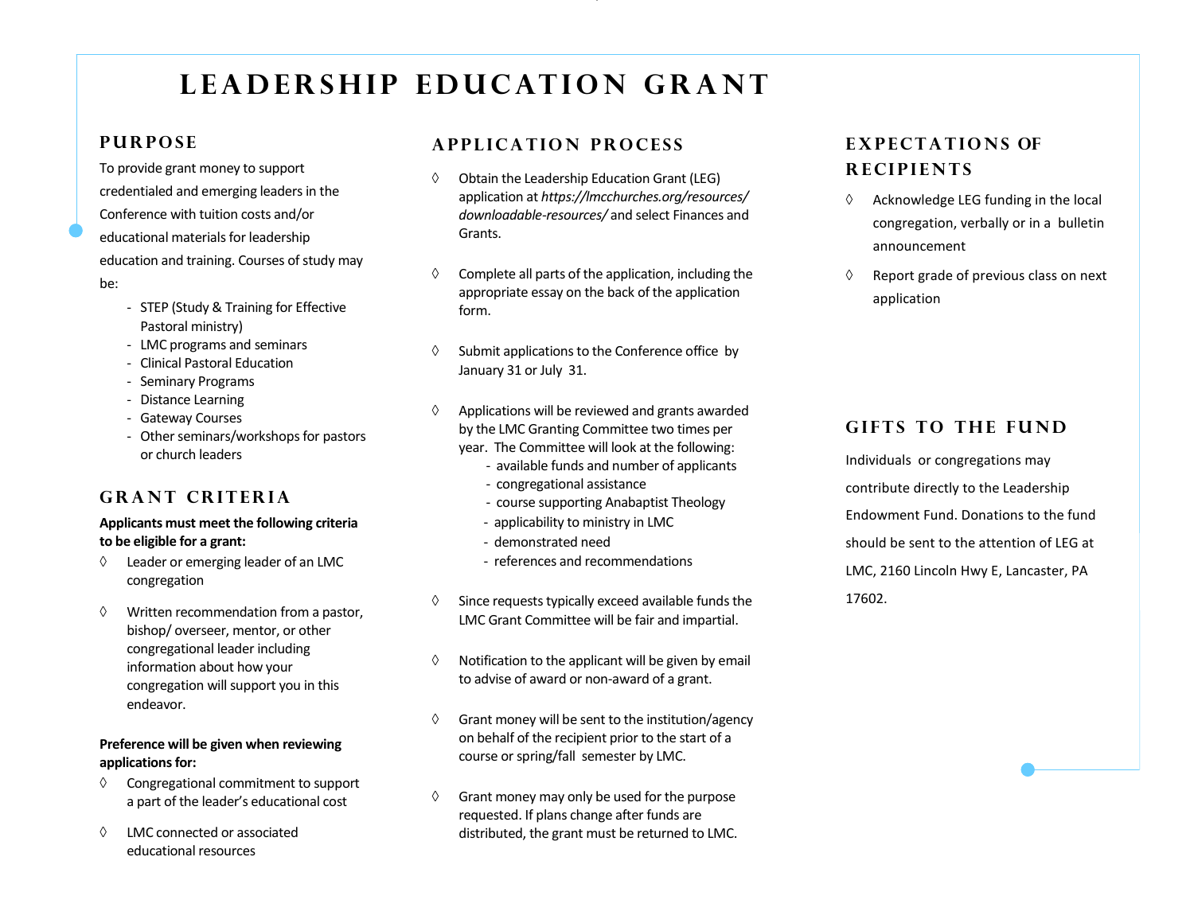# LEADERSHIP EDUCATION GRANT

## PURPOSE

To provide grant money to support credentialed and emerging leaders in the Conference with tuition costs and/or educational materials for leadership education and training. Courses of study may be:

- STEP (Study & Training for Effective Pastoral ministry)
- LMC programs and seminars
- Clinical Pastoral Education
- Seminary Programs
- Distance Learning
- Gateway Courses
- Other seminars/workshops for pastors or church leaders

## GRANT CRITERIA

**Applicants must meet the following criteria to be eligible for a grant:**

◊ Leader or emerging leader of an LMC congregation

◊ Written recommendation from a pastor, bishop/ overseer, mentor, or other congregational leader including information about how your congregation will support you in this endeavor.

**Preference will be given when reviewing applications for:**

◊ Congregational commitment to support a part of the leader's educational cost

◊ LMC connected or associated educational resources

## APPLICATION PROCESS

◊ Obtain the Leadership Education Grant (LEG) application at *https://lmcchurches.org/resources/downloadable-resources/* and select Finances and Grants.

◊ Complete all parts of the application, including the appropriate essay on the back of the application form.

◊ Submit applications to the Conference office by January 31 or July 31.

◊ Applications will be reviewed and grants awarded by the LMC Granting Committee two times per year. The Committee will look at the following:
- available funds and number of applicants
- congregational assistance
- course supporting Anabaptist Theology
- applicability to ministry in LMC
- demonstrated need
- references and recommendations

◊ Since requests typically exceed available funds the LMC Grant Committee will be fair and impartial.

◊ Notification to the applicant will be given by email to advise of award or non-award of a grant.

◊ Grant money will be sent to the institution/agency on behalf of the recipient prior to the start of a course or spring/fall semester by LMC.

◊ Grant money may only be used for the purpose requested. If plans change after funds are distributed, the grant must be returned to LMC.

## EXPECTATIONS OF RECIPIENTS

◊ Acknowledge LEG funding in the local congregation, verbally or in a bulletin announcement

◊ Report grade of previous class on next application

## GIFTS TO THE FUND

Individuals or congregations may contribute directly to the Leadership Endowment Fund. Donations to the fund should be sent to the attention of LEG at LMC, 2160 Lincoln Hwy E, Lancaster, PA 17602.